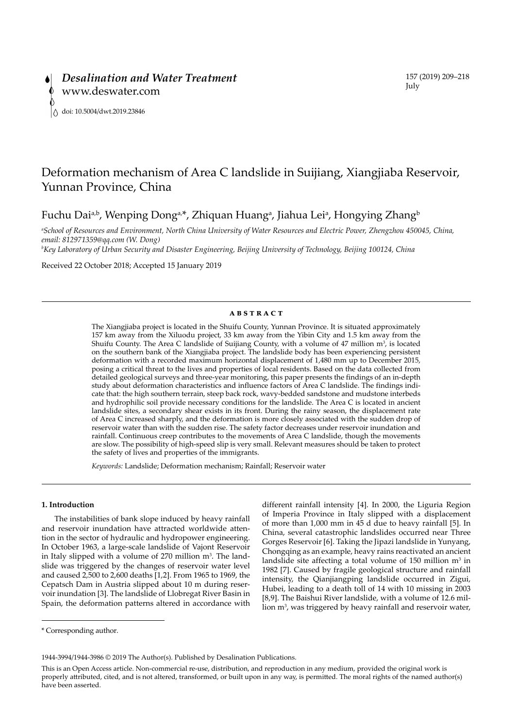# Deformation mechanism of Area C landslide in Suijiang, Xiangjiaba Reservoir, Yunnan Province, China

Fuchu Dai[a,b], Wenping Dong[a,*], Zhiquan Huang[a], Jiahua Lei[a], Hongying Zhang[b]

[a]*School of Resources and Environment, North China University of Water Resources and Electric Power, Zhengzhou 450045, China, email: 812971359@qq.com (W. Dong)*

[b]*Key Laboratory of Urban Security and Disaster Engineering, Beijing University of Technology, Beijing 100124, China*

Received 22 October 2018; Accepted 15 January 2019

## ABSTRACT

The Xiangjiaba project is located in the Shuifu County, Yunnan Province. It is situated approximately 157 km away from the Xiluodu project, 33 km away from the Yibin City and 1.5 km away from the Shuifu County. The Area C landslide of Suijiang County, with a volume of 47 million $m^3$, is located on the southern bank of the Xiangjiaba project. The landslide body has been experiencing persistent deformation with a recorded maximum horizontal displacement of 1,480 mm up to December 2015, posing a critical threat to the lives and properties of local residents. Based on the data collected from detailed geological surveys and three-year monitoring, this paper presents the findings of an in-depth study about deformation characteristics and influence factors of Area C landslide. The findings indicate that: the high southern terrain, steep back rock, wavy-bedded sandstone and mudstone interbeds and hydrophilic soil provide necessary conditions for the landslide. The Area C is located in ancient landslide sites, a secondary shear exists in its front. During the rainy season, the displacement rate of Area C increased sharply, and the deformation is more closely associated with the sudden drop of reservoir water than with the sudden rise. The safety factor decreases under reservoir inundation and rainfall. Continuous creep contributes to the movements of Area C landslide, though the movements are slow. The possibility of high-speed slip is very small. Relevant measures should be taken to protect the safety of lives and properties of the immigrants.

*Keywords:* Landslide; Deformation mechanism; Rainfall; Reservoir water

## 1. Introduction

The instabilities of bank slope induced by heavy rainfall and reservoir inundation have attracted worldwide attention in the sector of hydraulic and hydropower engineering. In October 1963, a large-scale landslide of Vajont Reservoir in Italy slipped with a volume of 270 million $m^3$. The landslide was triggered by the changes of reservoir water level and caused 2,500 to 2,600 deaths [1,2]. From 1965 to 1969, the Cepatsch Dam in Austria slipped about 10 m during reservoir inundation [3]. The landslide of Llobregat River Basin in Spain, the deformation patterns altered in accordance with different rainfall intensity [4]. In 2000, the Liguria Region of Imperia Province in Italy slipped with a displacement of more than 1,000 mm in 45 d due to heavy rainfall [5]. In China, several catastrophic landslides occurred near Three Gorges Reservoir [6]. Taking the Jipazi landslide in Yunyang, Chongqing as an example, heavy rains reactivated an ancient landslide site affecting a total volume of 150 million $m^3$ in 1982 [7]. Caused by fragile geological structure and rainfall intensity, the Qianjiangping landslide occurred in Zigui, Hubei, leading to a death toll of 14 with 10 missing in 2003 [8,9]. The Baishui River landslide, with a volume of 12.6 million $m^3$, was triggered by heavy rainfall and reservoir water,

\* Corresponding author.

1944-3994/1944-3986 © 2019 The Author(s). Published by Desalination Publications.

This is an Open Access article. Non-commercial re-use, distribution, and reproduction in any medium, provided the original work is properly attributed, cited, and is not altered, transformed, or built upon in any way, is permitted. The moral rights of the named author(s) have been asserted.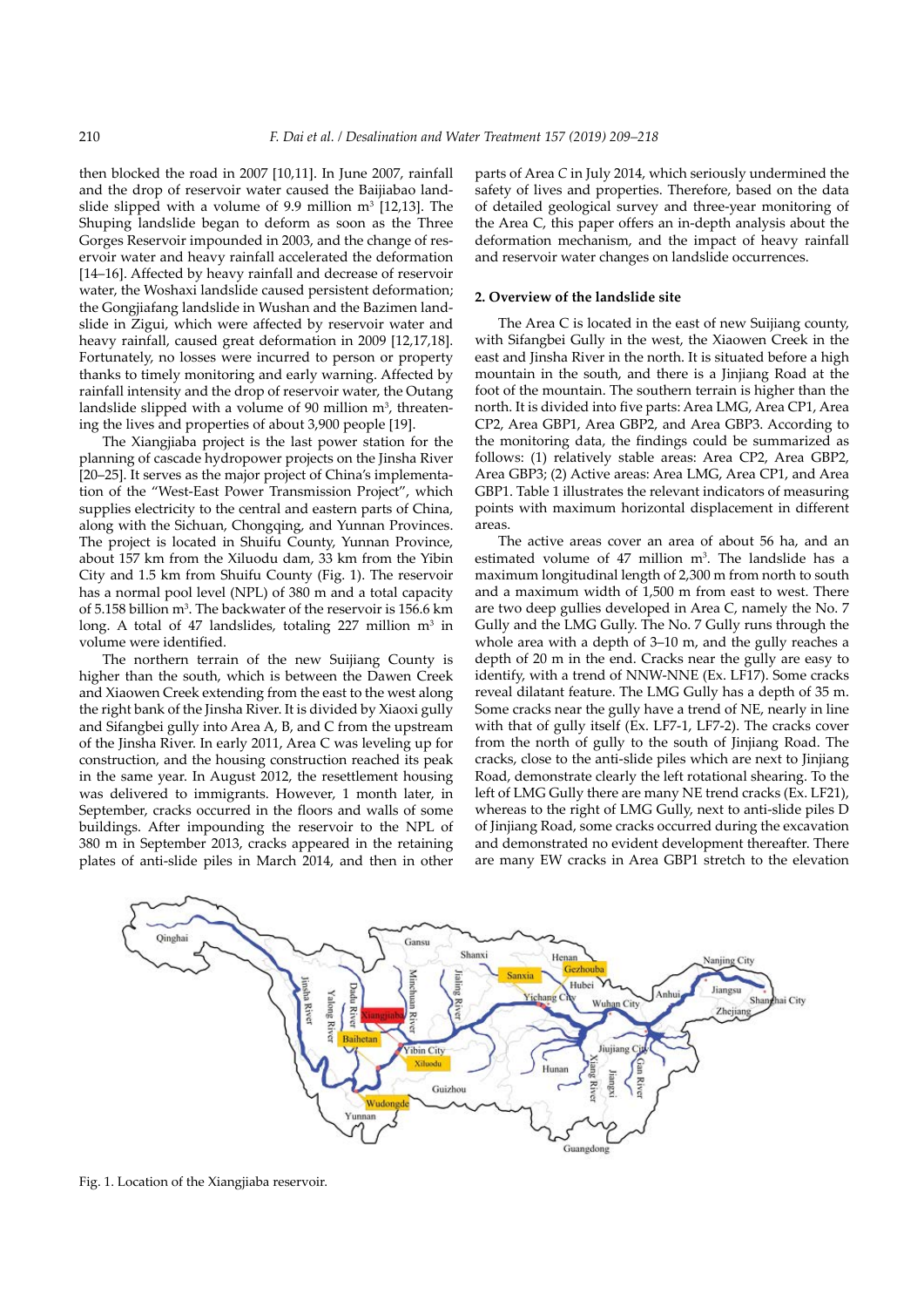then blocked the road in 2007 [10,11]. In June 2007, rainfall and the drop of reservoir water caused the Baijiabao landslide slipped with a volume of 9.9 million m$^3$ [12,13]. The Shuping landslide began to deform as soon as the Three Gorges Reservoir impounded in 2003, and the change of reservoir water and heavy rainfall accelerated the deformation [14–16]. Affected by heavy rainfall and decrease of reservoir water, the Woshaxi landslide caused persistent deformation; the Gongjiafang landslide in Wushan and the Bazimen landslide in Zigui, which were affected by reservoir water and heavy rainfall, caused great deformation in 2009 [12,17,18]. Fortunately, no losses were incurred to person or property thanks to timely monitoring and early warning. Affected by rainfall intensity and the drop of reservoir water, the Outang landslide slipped with a volume of 90 million m$^3$, threatening the lives and properties of about 3,900 people [19].

The Xiangjiaba project is the last power station for the planning of cascade hydropower projects on the Jinsha River [20–25]. It serves as the major project of China's implementation of the "West-East Power Transmission Project", which supplies electricity to the central and eastern parts of China, along with the Sichuan, Chongqing, and Yunnan Provinces. The project is located in Shuifu County, Yunnan Province, about 157 km from the Xiluodu dam, 33 km from the Yibin City and 1.5 km from Shuifu County (Fig. 1). The reservoir has a normal pool level (NPL) of 380 m and a total capacity of 5.158 billion m$^3$. The backwater of the reservoir is 156.6 km long. A total of 47 landslides, totaling 227 million m$^3$ in volume were identified.

The northern terrain of the new Suijiang County is higher than the south, which is between the Dawen Creek and Xiaowen Creek extending from the east to the west along the right bank of the Jinsha River. It is divided by Xiaoxi gully and Sifangbei gully into Area A, B, and C from the upstream of the Jinsha River. In early 2011, Area C was leveling up for construction, and the housing construction reached its peak in the same year. In August 2012, the resettlement housing was delivered to immigrants. However, 1 month later, in September, cracks occurred in the floors and walls of some buildings. After impounding the reservoir to the NPL of 380 m in September 2013, cracks appeared in the retaining plates of anti-slide piles in March 2014, and then in other parts of Area *C* in July 2014, which seriously undermined the safety of lives and properties. Therefore, based on the data of detailed geological survey and three-year monitoring of the Area C, this paper offers an in-depth analysis about the deformation mechanism, and the impact of heavy rainfall and reservoir water changes on landslide occurrences.

## 2. Overview of the landslide site

The Area C is located in the east of new Suijiang county, with Sifangbei Gully in the west, the Xiaowen Creek in the east and Jinsha River in the north. It is situated before a high mountain in the south, and there is a Jinjiang Road at the foot of the mountain. The southern terrain is higher than the north. It is divided into five parts: Area LMG, Area CP1, Area CP2, Area GBP1, Area GBP2, and Area GBP3. According to the monitoring data, the findings could be summarized as follows: (1) relatively stable areas: Area CP2, Area GBP2, Area GBP3; (2) Active areas: Area LMG, Area CP1, and Area GBP1. Table 1 illustrates the relevant indicators of measuring points with maximum horizontal displacement in different areas.

The active areas cover an area of about 56 ha, and an estimated volume of 47 million m$^3$. The landslide has a maximum longitudinal length of 2,300 m from north to south and a maximum width of 1,500 m from east to west. There are two deep gullies developed in Area C, namely the No. 7 Gully and the LMG Gully. The No. 7 Gully runs through the whole area with a depth of 3–10 m, and the gully reaches a depth of 20 m in the end. Cracks near the gully are easy to identify, with a trend of NNW-NNE (Ex. LF17). Some cracks reveal dilatant feature. The LMG Gully has a depth of 35 m. Some cracks near the gully have a trend of NE, nearly in line with that of gully itself (Ex. LF7-1, LF7-2). The cracks cover from the north of gully to the south of Jinjiang Road. The cracks, close to the anti-slide piles which are next to Jinjiang Road, demonstrate clearly the left rotational shearing. To the left of LMG Gully there are many NE trend cracks (Ex. LF21), whereas to the right of LMG Gully, next to anti-slide piles D of Jinjiang Road, some cracks occurred during the excavation and demonstrated no evident development thereafter. There are many EW cracks in Area GBP1 stretch to the elevation

Fig. 1. Location of the Xiangjiaba reservoir.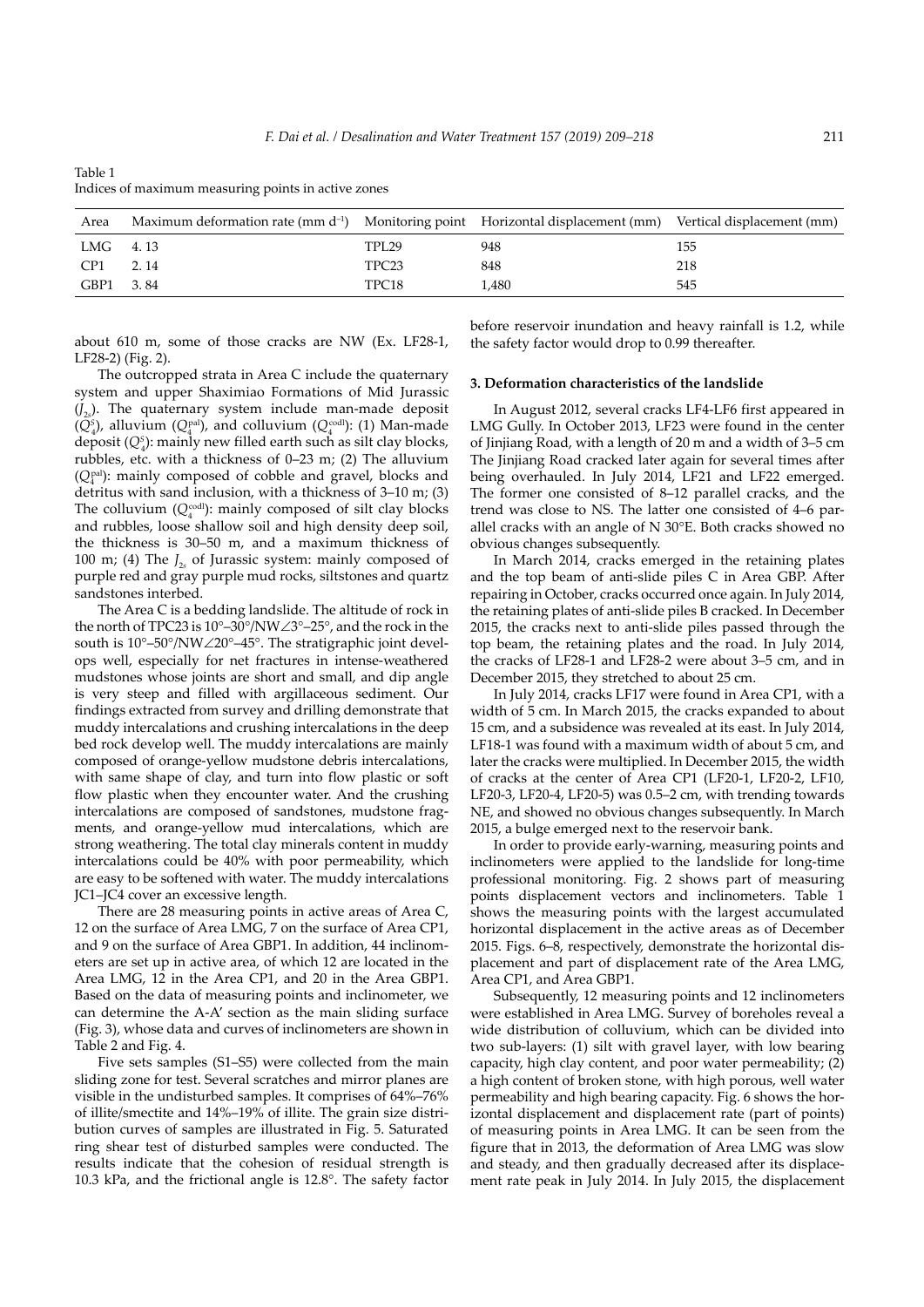Table 1
Indices of maximum measuring points in active zones

| Area | Maximum deformation rate (mm d$^{-1}$) | Monitoring point | Horizontal displacement (mm) | Vertical displacement (mm) |
|---|---|---|---|---|
| LMG | 4. 13 | TPL29 | 948 | 155 |
| CP1 | 2. 14 | TPC23 | 848 | 218 |
| GBP1 | 3. 84 | TPC18 | 1,480 | 545 |

about 610 m, some of those cracks are NW (Ex. LF28-1, LF28-2) (Fig. 2).

The outcropped strata in Area C include the quaternary system and upper Shaximiao Formations of Mid Jurassic ($J_{2s}$). The quaternary system include man-made deposit ($Q_4^s$), alluvium ($Q_4^{pal}$), and colluvium ($Q_4^{codl}$): (1) Man-made deposit ($Q_4^s$): mainly new filled earth such as silt clay blocks, rubbles, etc. with a thickness of 0–23 m; (2) The alluvium ($Q_4^{pal}$): mainly composed of cobble and gravel, blocks and detritus with sand inclusion, with a thickness of 3–10 m; (3) The colluvium ($Q_4^{codl}$): mainly composed of silt clay blocks and rubbles, loose shallow soil and high density deep soil, the thickness is 30–50 m, and a maximum thickness of 100 m; (4) The $J_{2s}$ of Jurassic system: mainly composed of purple red and gray purple mud rocks, siltstones and quartz sandstones interbed.

The Area C is a bedding landslide. The altitude of rock in the north of TPC23 is 10°–30°/NW∠3°–25°, and the rock in the south is 10°–50°/NW∠20°–45°. The stratigraphic joint develops well, especially for net fractures in intense-weathered mudstones whose joints are short and small, and dip angle is very steep and filled with argillaceous sediment. Our findings extracted from survey and drilling demonstrate that muddy intercalations and crushing intercalations in the deep bed rock develop well. The muddy intercalations are mainly composed of orange-yellow mudstone debris intercalations, with same shape of clay, and turn into flow plastic or soft flow plastic when they encounter water. And the crushing intercalations are composed of sandstones, mudstone fragments, and orange-yellow mud intercalations, which are strong weathering. The total clay minerals content in muddy intercalations could be 40% with poor permeability, which are easy to be softened with water. The muddy intercalations JC1–JC4 cover an excessive length.

There are 28 measuring points in active areas of Area C, 12 on the surface of Area LMG, 7 on the surface of Area CP1, and 9 on the surface of Area GBP1. In addition, 44 inclinometers are set up in active area, of which 12 are located in the Area LMG, 12 in the Area CP1, and 20 in the Area GBP1. Based on the data of measuring points and inclinometer, we can determine the A-A′ section as the main sliding surface (Fig. 3), whose data and curves of inclinometers are shown in Table 2 and Fig. 4.

Five sets samples (S1–S5) were collected from the main sliding zone for test. Several scratches and mirror planes are visible in the undisturbed samples. It comprises of 64%–76% of illite/smectite and 14%–19% of illite. The grain size distribution curves of samples are illustrated in Fig. 5. Saturated ring shear test of disturbed samples were conducted. The results indicate that the cohesion of residual strength is 10.3 kPa, and the frictional angle is 12.8°. The safety factor before reservoir inundation and heavy rainfall is 1.2, while the safety factor would drop to 0.99 thereafter.

## 3. Deformation characteristics of the landslide

In August 2012, several cracks LF4-LF6 first appeared in LMG Gully. In October 2013, LF23 were found in the center of Jinjiang Road, with a length of 20 m and a width of 3–5 cm The Jinjiang Road cracked later again for several times after being overhauled. In July 2014, LF21 and LF22 emerged. The former one consisted of 8–12 parallel cracks, and the trend was close to NS. The latter one consisted of 4–6 parallel cracks with an angle of N 30°E. Both cracks showed no obvious changes subsequently.

In March 2014, cracks emerged in the retaining plates and the top beam of anti-slide piles C in Area GBP. After repairing in October, cracks occurred once again. In July 2014, the retaining plates of anti-slide piles B cracked. In December 2015, the cracks next to anti-slide piles passed through the top beam, the retaining plates and the road. In July 2014, the cracks of LF28-1 and LF28-2 were about 3–5 cm, and in December 2015, they stretched to about 25 cm.

In July 2014, cracks LF17 were found in Area CP1, with a width of 5 cm. In March 2015, the cracks expanded to about 15 cm, and a subsidence was revealed at its east. In July 2014, LF18-1 was found with a maximum width of about 5 cm, and later the cracks were multiplied. In December 2015, the width of cracks at the center of Area CP1 (LF20-1, LF20-2, LF10, LF20-3, LF20-4, LF20-5) was 0.5–2 cm, with trending towards NE, and showed no obvious changes subsequently. In March 2015, a bulge emerged next to the reservoir bank.

In order to provide early-warning, measuring points and inclinometers were applied to the landslide for long-time professional monitoring. Fig. 2 shows part of measuring points displacement vectors and inclinometers. Table 1 shows the measuring points with the largest accumulated horizontal displacement in the active areas as of December 2015. Figs. 6–8, respectively, demonstrate the horizontal displacement and part of displacement rate of the Area LMG, Area CP1, and Area GBP1.

Subsequently, 12 measuring points and 12 inclinometers were established in Area LMG. Survey of boreholes reveal a wide distribution of colluvium, which can be divided into two sub-layers: (1) silt with gravel layer, with low bearing capacity, high clay content, and poor water permeability; (2) a high content of broken stone, with high porous, well water permeability and high bearing capacity. Fig. 6 shows the horizontal displacement and displacement rate (part of points) of measuring points in Area LMG. It can be seen from the figure that in 2013, the deformation of Area LMG was slow and steady, and then gradually decreased after its displacement rate peak in July 2014. In July 2015, the displacement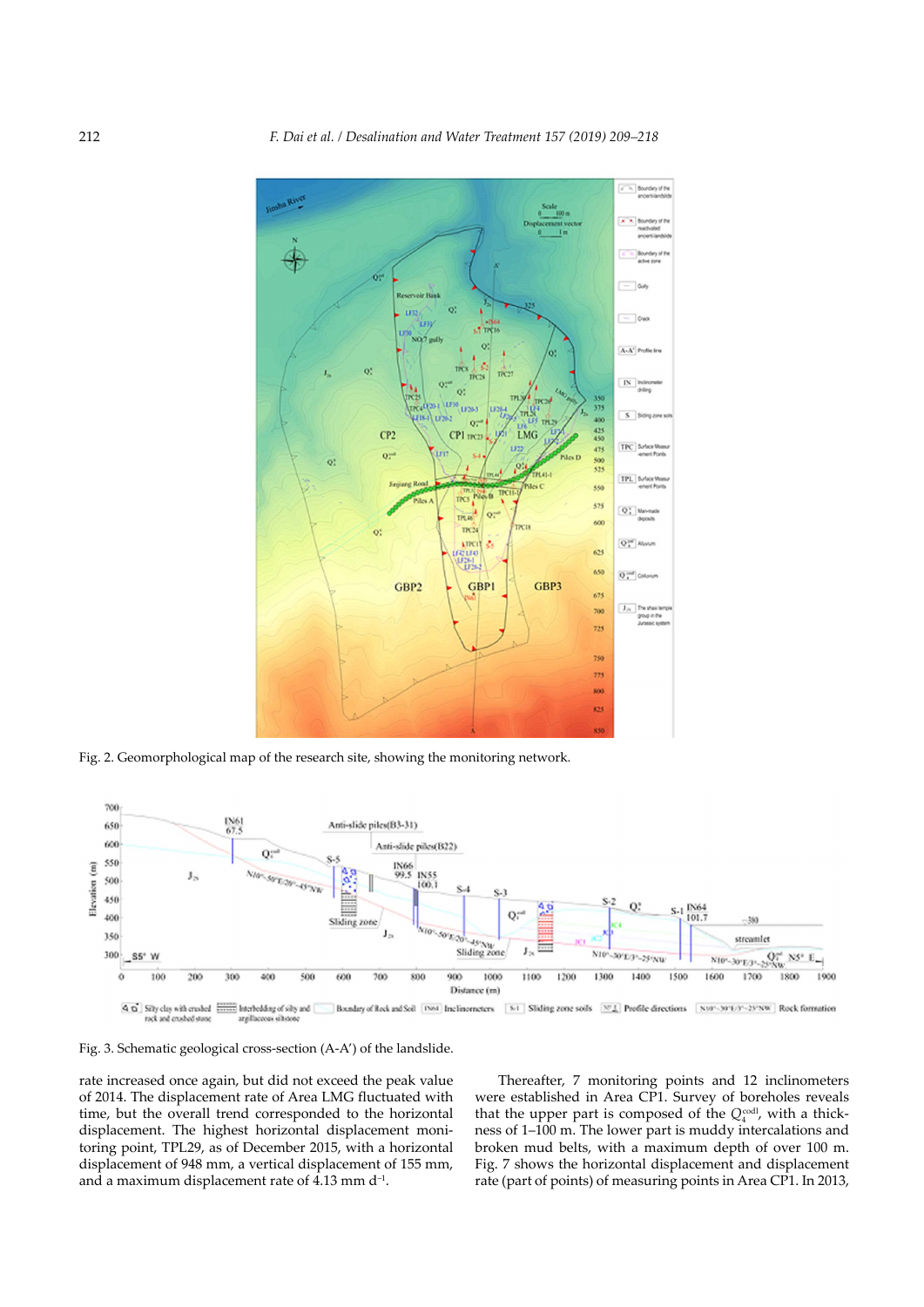Fig. 2. Geomorphological map of the research site, showing the monitoring network.

Fig. 3. Schematic geological cross-section (A-A') of the landslide.

rate increased once again, but did not exceed the peak value of 2014. The displacement rate of Area LMG fluctuated with time, but the overall trend corresponded to the horizontal displacement. The highest horizontal displacement monitoring point, TPL29, as of December 2015, with a horizontal displacement of 948 mm, a vertical displacement of 155 mm, and a maximum displacement rate of 4.13 mm d$^{-1}$.

Thereafter, 7 monitoring points and 12 inclinometers were established in Area CP1. Survey of boreholes reveals that the upper part is composed of the $Q_4^{col}$, with a thickness of 1–100 m. The lower part is muddy intercalations and broken mud belts, with a maximum depth of over 100 m. Fig. 7 shows the horizontal displacement and displacement rate (part of points) of measuring points in Area CP1. In 2013,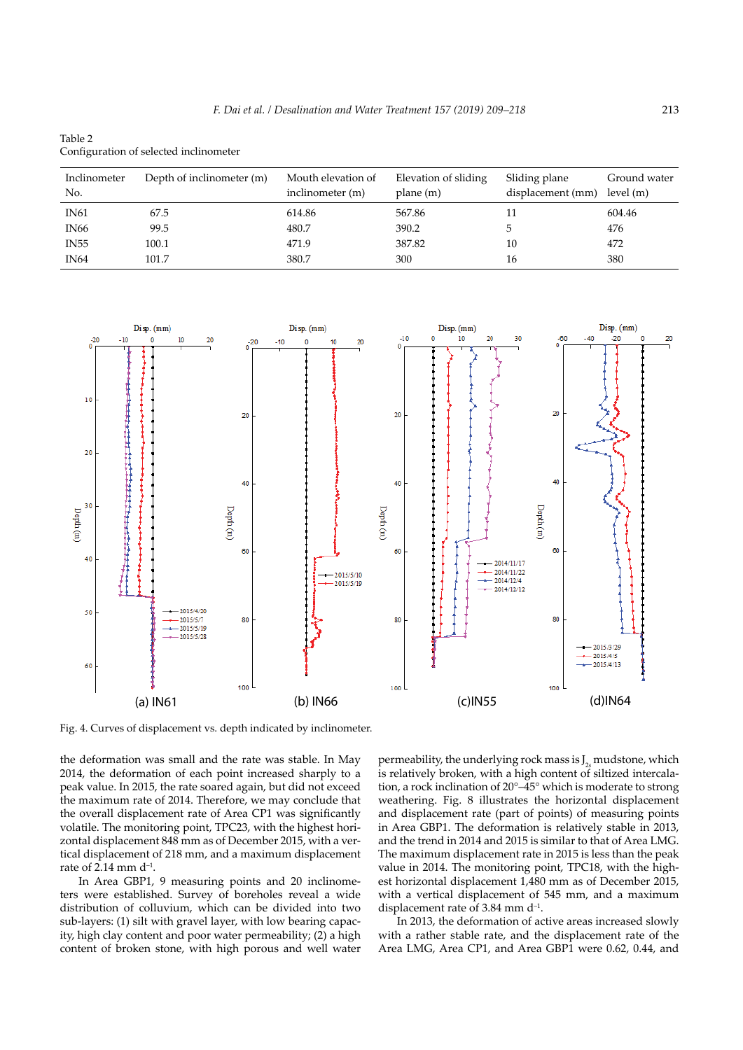Table 2
Configuration of selected inclinometer

| Inclinometer No. | Depth of inclinometer (m) | Mouth elevation of inclinometer (m) | Elevation of sliding plane (m) | Sliding plane displacement (mm) | Ground water level (m) |
|---|---|---|---|---|---|
| IN61 | 67.5 | 614.86 | 567.86 | 11 | 604.46 |
| IN66 | 99.5 | 480.7 | 390.2 | 5 | 476 |
| IN55 | 100.1 | 471.9 | 387.82 | 10 | 472 |
| IN64 | 101.7 | 380.7 | 300 | 16 | 380 |

Fig. 4. Curves of displacement vs. depth indicated by inclinometer.

the deformation was small and the rate was stable. In May 2014, the deformation of each point increased sharply to a peak value. In 2015, the rate soared again, but did not exceed the maximum rate of 2014. Therefore, we may conclude that the overall displacement rate of Area CP1 was significantly volatile. The monitoring point, TPC23, with the highest horizontal displacement 848 mm as of December 2015, with a vertical displacement of 218 mm, and a maximum displacement rate of 2.14 mm $d^{-1}$.

In Area GBP1, 9 measuring points and 20 inclinometers were established. Survey of boreholes reveal a wide distribution of colluvium, which can be divided into two sub-layers: (1) silt with gravel layer, with low bearing capacity, high clay content and poor water permeability; (2) a high content of broken stone, with high porous and well water permeability, the underlying rock mass is $J_{2s}$ mudstone, which is relatively broken, with a high content of siltized intercalation, a rock inclination of 20°–45° which is moderate to strong weathering. Fig. 8 illustrates the horizontal displacement and displacement rate (part of points) of measuring points in Area GBP1. The deformation is relatively stable in 2013, and the trend in 2014 and 2015 is similar to that of Area LMG. The maximum displacement rate in 2015 is less than the peak value in 2014. The monitoring point, TPC18, with the highest horizontal displacement 1,480 mm as of December 2015, with a vertical displacement of 545 mm, and a maximum displacement rate of 3.84 mm $d^{-1}$.

In 2013, the deformation of active areas increased slowly with a rather stable rate, and the displacement rate of the Area LMG, Area CP1, and Area GBP1 were 0.62, 0.44, and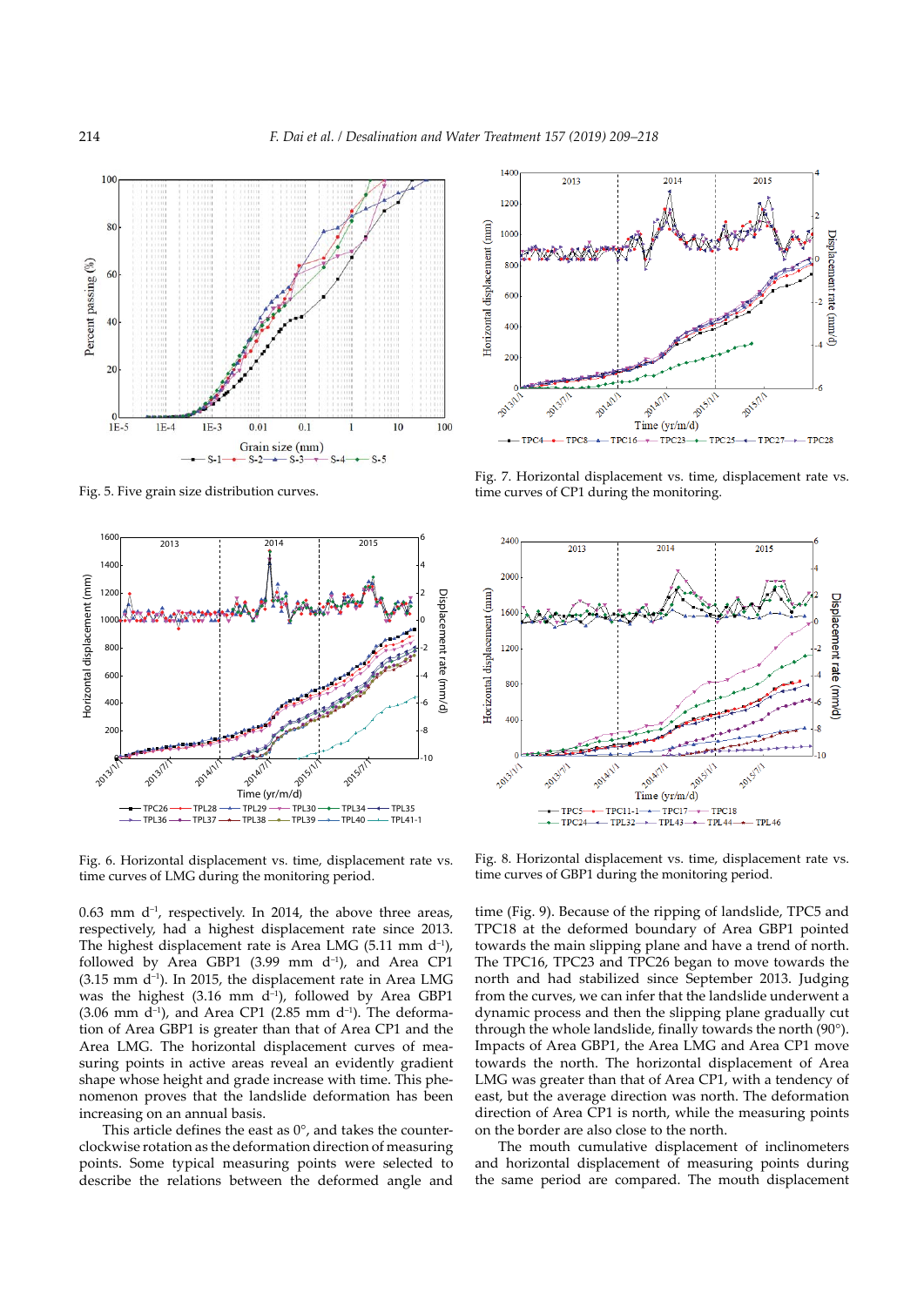Fig. 5. Five grain size distribution curves.

Fig. 6. Horizontal displacement vs. time, displacement rate vs. time curves of LMG during the monitoring period.

Fig. 7. Horizontal displacement vs. time, displacement rate vs. time curves of CP1 during the monitoring.

Fig. 8. Horizontal displacement vs. time, displacement rate vs. time curves of GBP1 during the monitoring period.

0.63 mm d$^{-1}$, respectively. In 2014, the above three areas, respectively, had a highest displacement rate since 2013. The highest displacement rate is Area LMG (5.11 mm d$^{-1}$), followed by Area GBP1 (3.99 mm d$^{-1}$), and Area CP1 (3.15 mm d$^{-1}$). In 2015, the displacement rate in Area LMG was the highest (3.16 mm d$^{-1}$), followed by Area GBP1 (3.06 mm d$^{-1}$), and Area CP1 (2.85 mm d$^{-1}$). The deformation of Area GBP1 is greater than that of Area CP1 and the Area LMG. The horizontal displacement curves of measuring points in active areas reveal an evidently gradient shape whose height and grade increase with time. This phenomenon proves that the landslide deformation has been increasing on an annual basis.

This article defines the east as 0°, and takes the counterclockwise rotation as the deformation direction of measuring points. Some typical measuring points were selected to describe the relations between the deformed angle and time (Fig. 9). Because of the ripping of landslide, TPC5 and TPC18 at the deformed boundary of Area GBP1 pointed towards the main slipping plane and have a trend of north. The TPC16, TPC23 and TPC26 began to move towards the north and had stabilized since September 2013. Judging from the curves, we can infer that the landslide underwent a dynamic process and then the slipping plane gradually cut through the whole landslide, finally towards the north (90°). Impacts of Area GBP1, the Area LMG and Area CP1 move towards the north. The horizontal displacement of Area LMG was greater than that of Area CP1, with a tendency of east, but the average direction was north. The deformation direction of Area CP1 is north, while the measuring points on the border are also close to the north.

The mouth cumulative displacement of inclinometers and horizontal displacement of measuring points during the same period are compared. The mouth displacement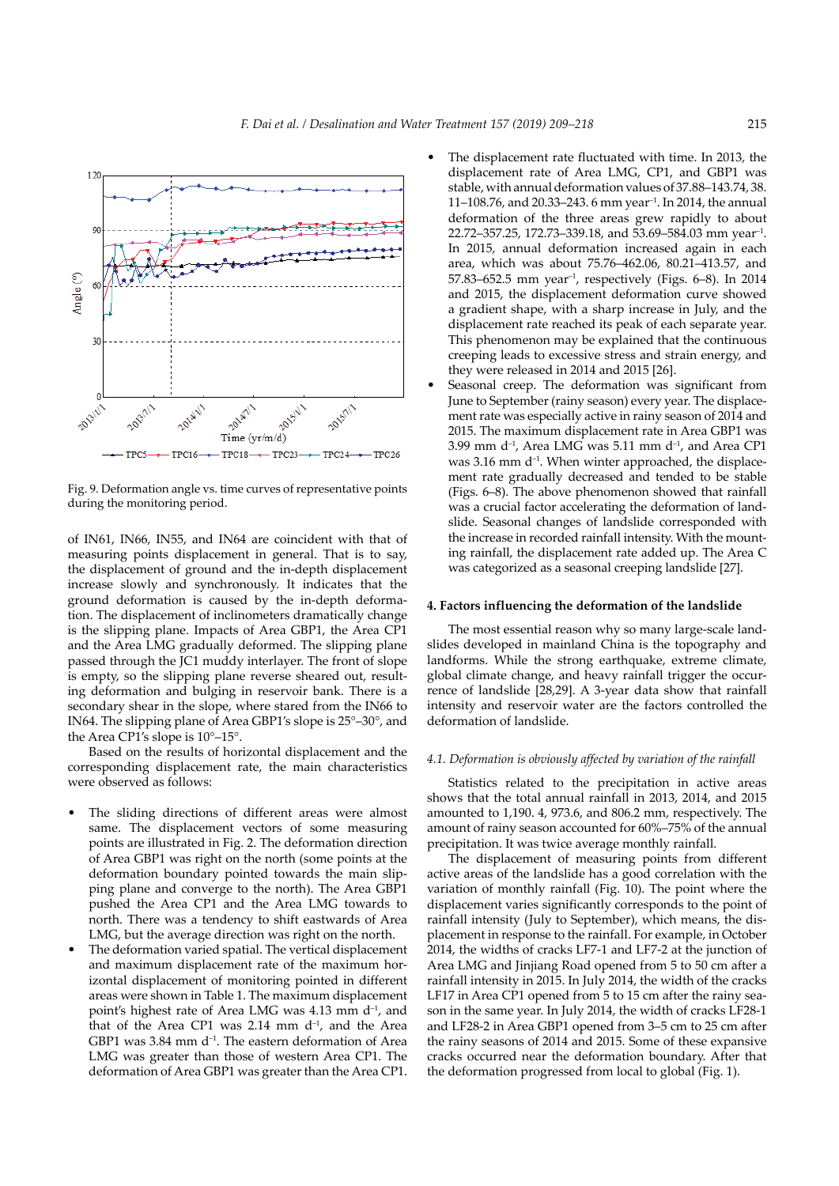Fig. 9. Deformation angle vs. time curves of representative points during the monitoring period.

of IN61, IN66, IN55, and IN64 are coincident with that of measuring points displacement in general. That is to say, the displacement of ground and the in-depth displacement increase slowly and synchronously. It indicates that the ground deformation is caused by the in-depth deformation. The displacement of inclinometers dramatically change is the slipping plane. Impacts of Area GBP1, the Area CP1 and the Area LMG gradually deformed. The slipping plane passed through the JC1 muddy interlayer. The front of slope is empty, so the slipping plane reverse sheared out, resulting deformation and bulging in reservoir bank. There is a secondary shear in the slope, where stared from the IN66 to IN64. The slipping plane of Area GBP1's slope is 25°–30°, and the Area CP1's slope is 10°–15°.

Based on the results of horizontal displacement and the corresponding displacement rate, the main characteristics were observed as follows:

- The sliding directions of different areas were almost same. The displacement vectors of some measuring points are illustrated in Fig. 2. The deformation direction of Area GBP1 was right on the north (some points at the deformation boundary pointed towards the main slipping plane and converge to the north). The Area GBP1 pushed the Area CP1 and the Area LMG towards to north. There was a tendency to shift eastwards of Area LMG, but the average direction was right on the north.
- The deformation varied spatial. The vertical displacement and maximum displacement rate of the maximum horizontal displacement of monitoring pointed in different areas were shown in Table 1. The maximum displacement point's highest rate of Area LMG was 4.13 mm d$^{-1}$, and that of the Area CP1 was 2.14 mm d$^{-1}$, and the Area GBP1 was 3.84 mm d$^{-1}$. The eastern deformation of Area LMG was greater than those of western Area CP1. The deformation of Area GBP1 was greater than the Area CP1.
- The displacement rate fluctuated with time. In 2013, the displacement rate of Area LMG, CP1, and GBP1 was stable, with annual deformation values of 37.88–143.74, 38. 11–108.76, and 20.33–243. 6 mm year$^{-1}$. In 2014, the annual deformation of the three areas grew rapidly to about 22.72–357.25, 172.73–339.18, and 53.69–584.03 mm year$^{-1}$. In 2015, annual deformation increased again in each area, which was about 75.76–462.06, 80.21–413.57, and 57.83–652.5 mm year$^{-1}$, respectively (Figs. 6–8). In 2014 and 2015, the displacement deformation curve showed a gradient shape, with a sharp increase in July, and the displacement rate reached its peak of each separate year. This phenomenon may be explained that the continuous creeping leads to excessive stress and strain energy, and they were released in 2014 and 2015 [26].
- Seasonal creep. The deformation was significant from June to September (rainy season) every year. The displacement rate was especially active in rainy season of 2014 and 2015. The maximum displacement rate in Area GBP1 was 3.99 mm d$^{-1}$, Area LMG was 5.11 mm d$^{-1}$, and Area CP1 was 3.16 mm d$^{-1}$. When winter approached, the displacement rate gradually decreased and tended to be stable (Figs. 6–8). The above phenomenon showed that rainfall was a crucial factor accelerating the deformation of landslide. Seasonal changes of landslide corresponded with the increase in recorded rainfall intensity. With the mounting rainfall, the displacement rate added up. The Area C was categorized as a seasonal creeping landslide [27].

## 4. Factors influencing the deformation of the landslide

The most essential reason why so many large-scale landslides developed in mainland China is the topography and landforms. While the strong earthquake, extreme climate, global climate change, and heavy rainfall trigger the occurrence of landslide [28,29]. A 3-year data show that rainfall intensity and reservoir water are the factors controlled the deformation of landslide.

### *4.1. Deformation is obviously affected by variation of the rainfall*

Statistics related to the precipitation in active areas shows that the total annual rainfall in 2013, 2014, and 2015 amounted to 1,190. 4, 973.6, and 806.2 mm, respectively. The amount of rainy season accounted for 60%–75% of the annual precipitation. It was twice average monthly rainfall.

The displacement of measuring points from different active areas of the landslide has a good correlation with the variation of monthly rainfall (Fig. 10). The point where the displacement varies significantly corresponds to the point of rainfall intensity (July to September), which means, the displacement in response to the rainfall. For example, in October 2014, the widths of cracks LF7-1 and LF7-2 at the junction of Area LMG and Jinjiang Road opened from 5 to 50 cm after a rainfall intensity in 2015. In July 2014, the width of the cracks LF17 in Area CP1 opened from 5 to 15 cm after the rainy season in the same year. In July 2014, the width of cracks LF28-1 and LF28-2 in Area GBP1 opened from 3–5 cm to 25 cm after the rainy seasons of 2014 and 2015. Some of these expansive cracks occurred near the deformation boundary. After that the deformation progressed from local to global (Fig. 1).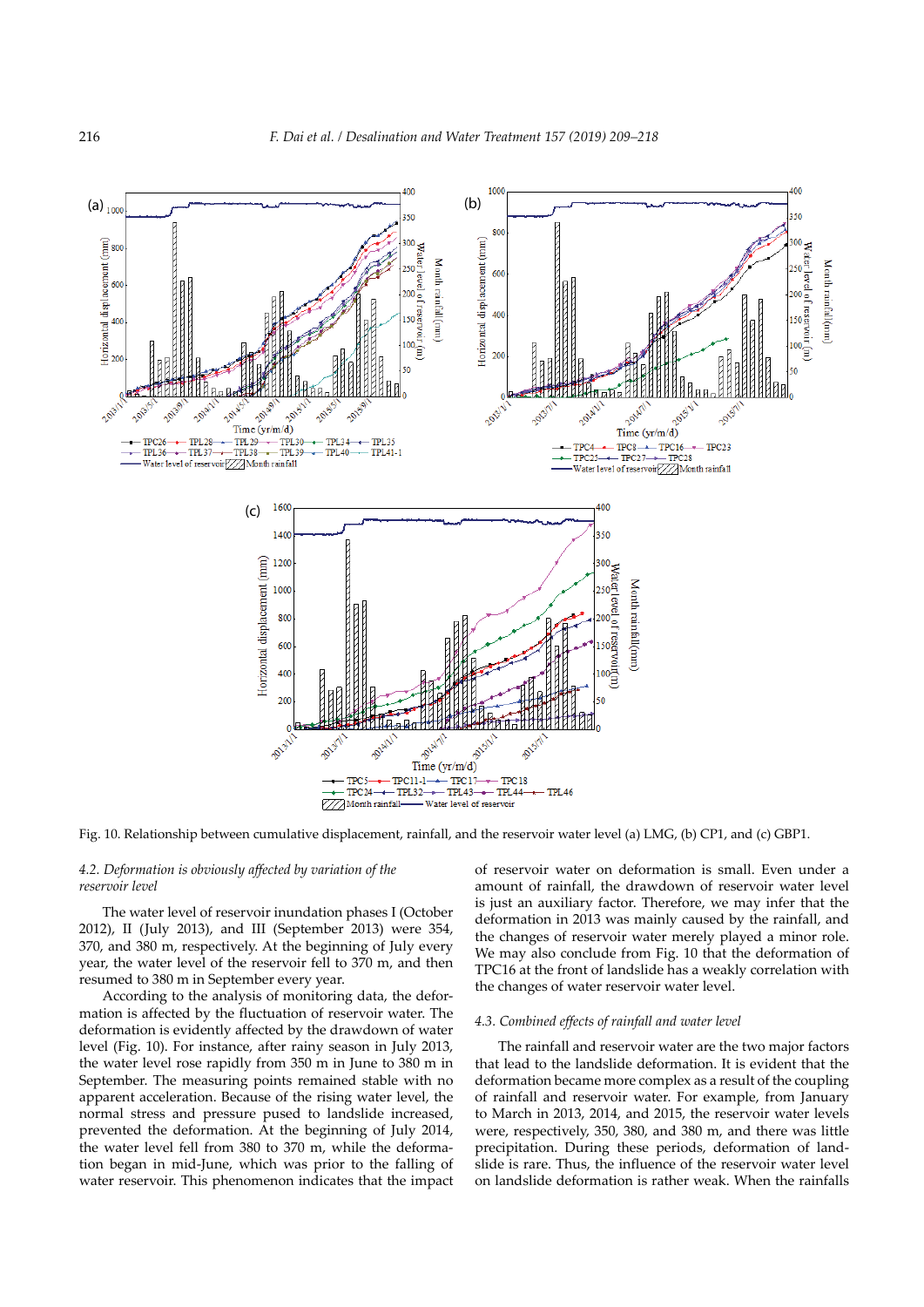Fig. 10. Relationship between cumulative displacement, rainfall, and the reservoir water level (a) LMG, (b) CP1, and (c) GBP1.

### *4.2. Deformation is obviously affected by variation of the reservoir level*

The water level of reservoir inundation phases I (October 2012), II (July 2013), and III (September 2013) were 354, 370, and 380 m, respectively. At the beginning of July every year, the water level of the reservoir fell to 370 m, and then resumed to 380 m in September every year.

According to the analysis of monitoring data, the deformation is affected by the fluctuation of reservoir water. The deformation is evidently affected by the drawdown of water level (Fig. 10). For instance, after rainy season in July 2013, the water level rose rapidly from 350 m in June to 380 m in September. The measuring points remained stable with no apparent acceleration. Because of the rising water level, the normal stress and pressure pused to landslide increased, prevented the deformation. At the beginning of July 2014, the water level fell from 380 to 370 m, while the deformation began in mid-June, which was prior to the falling of water reservoir. This phenomenon indicates that the impact of reservoir water on deformation is small. Even under a amount of rainfall, the drawdown of reservoir water level is just an auxiliary factor. Therefore, we may infer that the deformation in 2013 was mainly caused by the rainfall, and the changes of reservoir water merely played a minor role. We may also conclude from Fig. 10 that the deformation of TPC16 at the front of landslide has a weakly correlation with the changes of water reservoir water level.

### *4.3. Combined effects of rainfall and water level*

The rainfall and reservoir water are the two major factors that lead to the landslide deformation. It is evident that the deformation became more complex as a result of the coupling of rainfall and reservoir water. For example, from January to March in 2013, 2014, and 2015, the reservoir water levels were, respectively, 350, 380, and 380 m, and there was little precipitation. During these periods, deformation of landslide is rare. Thus, the influence of the reservoir water level on landslide deformation is rather weak. When the rainfalls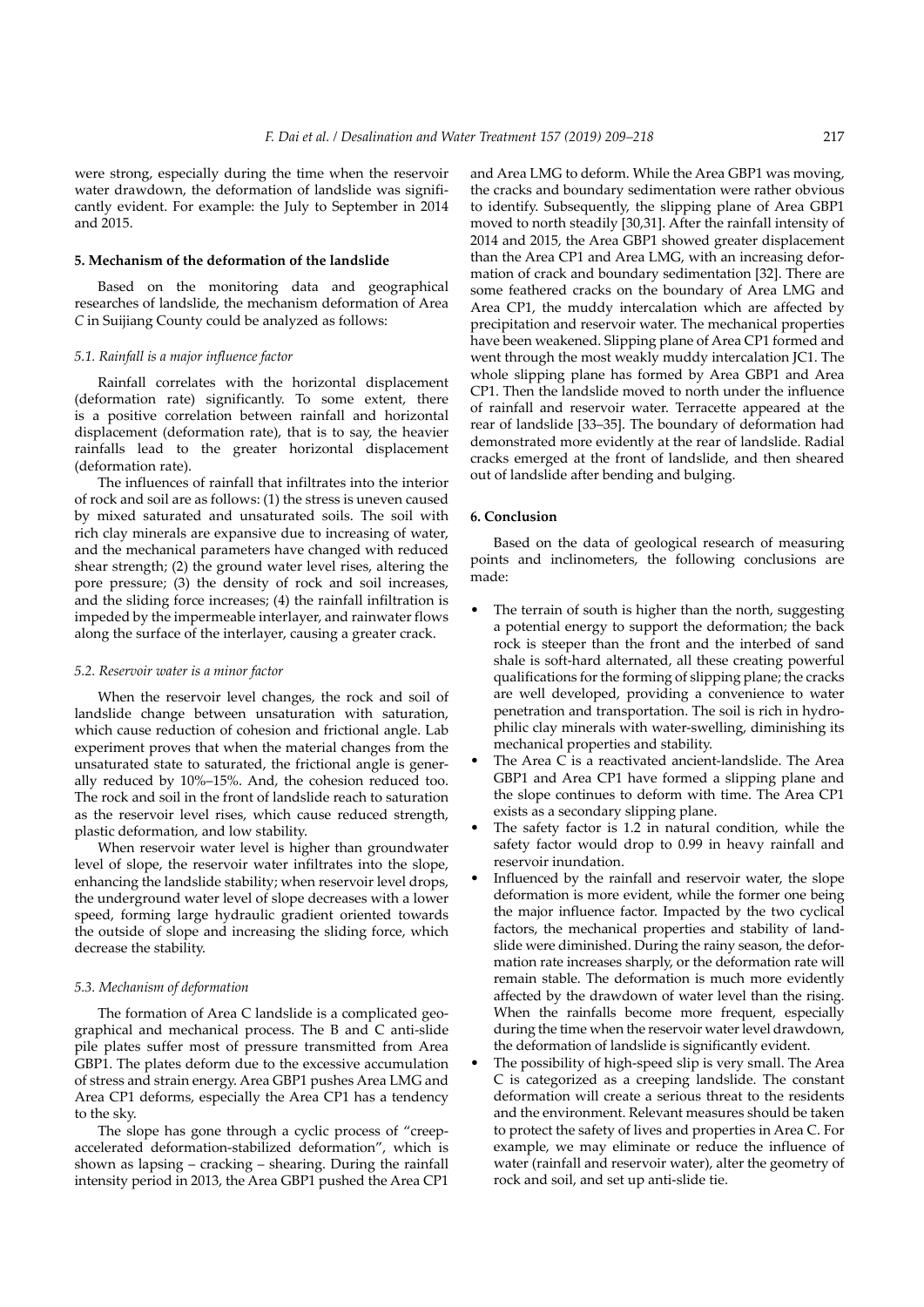were strong, especially during the time when the reservoir water drawdown, the deformation of landslide was significantly evident. For example: the July to September in 2014 and 2015.

## 5. Mechanism of the deformation of the landslide

Based on the monitoring data and geographical researches of landslide, the mechanism deformation of Area C in Suijiang County could be analyzed as follows:

### 5.1. Rainfall is a major influence factor

Rainfall correlates with the horizontal displacement (deformation rate) significantly. To some extent, there is a positive correlation between rainfall and horizontal displacement (deformation rate), that is to say, the heavier rainfalls lead to the greater horizontal displacement (deformation rate).

The influences of rainfall that infiltrates into the interior of rock and soil are as follows: (1) the stress is uneven caused by mixed saturated and unsaturated soils. The soil with rich clay minerals are expansive due to increasing of water, and the mechanical parameters have changed with reduced shear strength; (2) the ground water level rises, altering the pore pressure; (3) the density of rock and soil increases, and the sliding force increases; (4) the rainfall infiltration is impeded by the impermeable interlayer, and rainwater flows along the surface of the interlayer, causing a greater crack.

### 5.2. Reservoir water is a minor factor

When the reservoir level changes, the rock and soil of landslide change between unsaturation with saturation, which cause reduction of cohesion and frictional angle. Lab experiment proves that when the material changes from the unsaturated state to saturated, the frictional angle is generally reduced by 10%–15%. And, the cohesion reduced too. The rock and soil in the front of landslide reach to saturation as the reservoir level rises, which cause reduced strength, plastic deformation, and low stability.

When reservoir water level is higher than groundwater level of slope, the reservoir water infiltrates into the slope, enhancing the landslide stability; when reservoir level drops, the underground water level of slope decreases with a lower speed, forming large hydraulic gradient oriented towards the outside of slope and increasing the sliding force, which decrease the stability.

### 5.3. Mechanism of deformation

The formation of Area C landslide is a complicated geographical and mechanical process. The B and C anti-slide pile plates suffer most of pressure transmitted from Area GBP1. The plates deform due to the excessive accumulation of stress and strain energy. Area GBP1 pushes Area LMG and Area CP1 deforms, especially the Area CP1 has a tendency to the sky.

The slope has gone through a cyclic process of "creep-accelerated deformation-stabilized deformation", which is shown as lapsing – cracking – shearing. During the rainfall intensity period in 2013, the Area GBP1 pushed the Area CP1 and Area LMG to deform. While the Area GBP1 was moving, the cracks and boundary sedimentation were rather obvious to identify. Subsequently, the slipping plane of Area GBP1 moved to north steadily [30,31]. After the rainfall intensity of 2014 and 2015, the Area GBP1 showed greater displacement than the Area CP1 and Area LMG, with an increasing deformation of crack and boundary sedimentation [32]. There are some feathered cracks on the boundary of Area LMG and Area CP1, the muddy intercalation which are affected by precipitation and reservoir water. The mechanical properties have been weakened. Slipping plane of Area CP1 formed and went through the most weakly muddy intercalation JC1. The whole slipping plane has formed by Area GBP1 and Area CP1. Then the landslide moved to north under the influence of rainfall and reservoir water. Terracette appeared at the rear of landslide [33–35]. The boundary of deformation had demonstrated more evidently at the rear of landslide. Radial cracks emerged at the front of landslide, and then sheared out of landslide after bending and bulging.

## 6. Conclusion

Based on the data of geological research of measuring points and inclinometers, the following conclusions are made:

- The terrain of south is higher than the north, suggesting a potential energy to support the deformation; the back rock is steeper than the front and the interbed of sand shale is soft-hard alternated, all these creating powerful qualifications for the forming of slipping plane; the cracks are well developed, providing a convenience to water penetration and transportation. The soil is rich in hydrophilic clay minerals with water-swelling, diminishing its mechanical properties and stability.
- The Area C is a reactivated ancient-landslide. The Area GBP1 and Area CP1 have formed a slipping plane and the slope continues to deform with time. The Area CP1 exists as a secondary slipping plane.
- The safety factor is 1.2 in natural condition, while the safety factor would drop to 0.99 in heavy rainfall and reservoir inundation.
- Influenced by the rainfall and reservoir water, the slope deformation is more evident, while the former one being the major influence factor. Impacted by the two cyclical factors, the mechanical properties and stability of landslide were diminished. During the rainy season, the deformation rate increases sharply, or the deformation rate will remain stable. The deformation is much more evidently affected by the drawdown of water level than the rising. When the rainfalls become more frequent, especially during the time when the reservoir water level drawdown, the deformation of landslide is significantly evident.
- The possibility of high-speed slip is very small. The Area C is categorized as a creeping landslide. The constant deformation will create a serious threat to the residents and the environment. Relevant measures should be taken to protect the safety of lives and properties in Area C. For example, we may eliminate or reduce the influence of water (rainfall and reservoir water), alter the geometry of rock and soil, and set up anti-slide tie.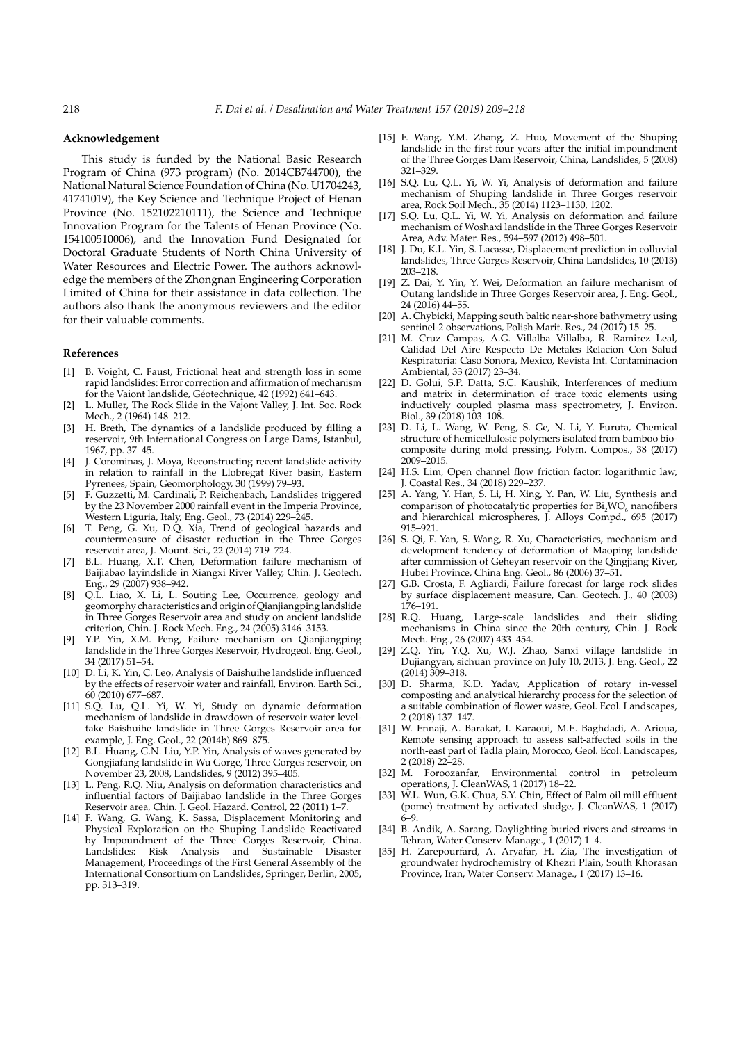## Acknowledgement

This study is funded by the National Basic Research Program of China (973 program) (No. 2014CB744700), the National Natural Science Foundation of China (No. U1704243, 41741019), the Key Science and Technique Project of Henan Province (No. 152102210111), the Science and Technique Innovation Program for the Talents of Henan Province (No. 154100510006), and the Innovation Fund Designated for Doctoral Graduate Students of North China University of Water Resources and Electric Power. The authors acknowledge the members of the Zhongnan Engineering Corporation Limited of China for their assistance in data collection. The authors also thank the anonymous reviewers and the editor for their valuable comments.

## References

[1] B. Voight, C. Faust, Frictional heat and strength loss in some rapid landslides: Error correction and affirmation of mechanism for the Vaiont landslide, Géotechnique, 42 (1992) 641–643.

[2] L. Muller, The Rock Slide in the Vajont Valley, J. Int. Soc. Rock Mech., 2 (1964) 148–212.

[3] H. Breth, The dynamics of a landslide produced by filling a reservoir, 9th International Congress on Large Dams, Istanbul, 1967, pp. 37–45.

[4] J. Corominas, J. Moya, Reconstructing recent landslide activity in relation to rainfall in the Llobregat River basin, Eastern Pyrenees, Spain, Geomorphology, 30 (1999) 79–93.

[5] F. Guzzetti, M. Cardinali, P. Reichenbach, Landslides triggered by the 23 November 2000 rainfall event in the Imperia Province, Western Liguria, Italy, Eng. Geol., 73 (2014) 229–245.

[6] T. Peng, G. Xu, D.Q. Xia, Trend of geological hazards and countermeasure of disaster reduction in the Three Gorges reservoir area, J. Mount. Sci., 22 (2014) 719–724.

[7] B.L. Huang, X.T. Chen, Deformation failure mechanism of Baijiabao layindslide in Xiangxi River Valley, Chin. J. Geotech. Eng., 29 (2007) 938–942.

[8] Q.L. Liao, X. Li, L. Souting Lee, Occurrence, geology and geomorphy characteristics and origin of Qianjiangping landslide in Three Gorges Reservoir area and study on ancient landslide criterion, Chin. J. Rock Mech. Eng., 24 (2005) 3146–3153.

[9] Y.P. Yin, X.M. Peng, Failure mechanism on Qianjiangping landslide in the Three Gorges Reservoir, Hydrogeol. Eng. Geol., 34 (2017) 51–54.

[10] D. Li, K. Yin, C. Leo, Analysis of Baishuihe landslide influenced by the effects of reservoir water and rainfall, Environ. Earth Sci., 60 (2010) 677–687.

[11] S.Q. Lu, Q.L. Yi, W. Yi, Study on dynamic deformation mechanism of landslide in drawdown of reservoir water level-take Baishuihe landslide in Three Gorges Reservoir area for example, J. Eng. Geol., 22 (2014b) 869–875.

[12] B.L. Huang, G.N. Liu, Y.P. Yin, Analysis of waves generated by Gongjiafang landslide in Wu Gorge, Three Gorges reservoir, on November 23, 2008, Landslides, 9 (2012) 395–405.

[13] L. Peng, R.Q. Niu, Analysis on deformation characteristics and influential factors of Baijiabao landslide in the Three Gorges Reservoir area, Chin. J. Geol. Hazard. Control, 22 (2011) 1–7.

[14] F. Wang, G. Wang, K. Sassa, Displacement Monitoring and Physical Exploration on the Shuping Landslide Reactivated by Impoundment of the Three Gorges Reservoir, China. Landslides: Risk Analysis and Sustainable Disaster Management, Proceedings of the First General Assembly of the International Consortium on Landslides, Springer, Berlin, 2005, pp. 313–319.

[15] F. Wang, Y.M. Zhang, Z. Huo, Movement of the Shuping landslide in the first four years after the initial impoundment of the Three Gorges Dam Reservoir, China, Landslides, 5 (2008) 321–329.

[16] S.Q. Lu, Q.L. Yi, W. Yi, Analysis of deformation and failure mechanism of Shuping landslide in Three Gorges reservoir area, Rock Soil Mech., 35 (2014) 1123–1130, 1202.

[17] S.Q. Lu, Q.L. Yi, W. Yi, Analysis on deformation and failure mechanism of Woshaxi landslide in the Three Gorges Reservoir Area, Adv. Mater. Res., 594–597 (2012) 498–501.

[18] J. Du, K.L. Yin, S. Lacasse, Displacement prediction in colluvial landslides, Three Gorges Reservoir, China Landslides, 10 (2013) 203–218.

[19] Z. Dai, Y. Yin, Y. Wei, Deformation an failure mechanism of Outang landslide in Three Gorges Reservoir area, J. Eng. Geol., 24 (2016) 44–55.

[20] A. Chybicki, Mapping south baltic near-shore bathymetry using sentinel-2 observations, Polish Marit. Res., 24 (2017) 15–25.

[21] M. Cruz Campas, A.G. Villalba Villalba, R. Ramirez Leal, Calidad Del Aire Respecto De Metales Relacion Con Salud Respiratoria: Caso Sonora, Mexico, Revista Int. Contaminacion Ambiental, 33 (2017) 23–34.

[22] D. Golui, S.P. Datta, S.C. Kaushik, Interferences of medium and matrix in determination of trace toxic elements using inductively coupled plasma mass spectrometry, J. Environ. Biol., 39 (2018) 103–108.

[23] D. Li, L. Wang, W. Peng, S. Ge, N. Li, Y. Furuta, Chemical structure of hemicellulosic polymers isolated from bamboo bio-composite during mold pressing, Polym. Compos., 38 (2017) 2009–2015.

[24] H.S. Lim, Open channel flow friction factor: logarithmic law, J. Coastal Res., 34 (2018) 229–237.

[25] A. Yang, Y. Han, S. Li, H. Xing, Y. Pan, W. Liu, Synthesis and comparison of photocatalytic properties for $Bi_2WO_6$ nanofibers and hierarchical microspheres, J. Alloys Compd., 695 (2017) 915–921.

[26] S. Qi, F. Yan, S. Wang, R. Xu, Characteristics, mechanism and development tendency of deformation of Maoping landslide after commission of Geheyan reservoir on the Qingjiang River, Hubei Province, China Eng. Geol., 86 (2006) 37–51.

[27] G.B. Crosta, F. Agliardi, Failure forecast for large rock slides by surface displacement measure, Can. Geotech. J., 40 (2003) 176–191.

[28] R.Q. Huang, Large-scale landslides and their sliding mechanisms in China since the 20th century, Chin. J. Rock Mech. Eng., 26 (2007) 433–454.

[29] Z.Q. Yin, Y.Q. Xu, W.J. Zhao, Sanxi village landslide in Dujiangyan, sichuan province on July 10, 2013, J. Eng. Geol., 22 (2014) 309–318.

[30] D. Sharma, K.D. Yadav, Application of rotary in-vessel composting and analytical hierarchy process for the selection of a suitable combination of flower waste, Geol. Ecol. Landscapes, 2 (2018) 137–147.

[31] W. Ennaji, A. Barakat, I. Karaoui, M.E. Baghdadi, A. Arioua, Remote sensing approach to assess salt-affected soils in the north-east part of Tadla plain, Morocco, Geol. Ecol. Landscapes, 2 (2018) 22–28.

[32] M. Foroozanfar, Environmental control in petroleum operations, J. CleanWAS, 1 (2017) 18–22.

[33] W.L. Wun, G.K. Chua, S.Y. Chin, Effect of Palm oil mill effluent (pome) treatment by activated sludge, J. CleanWAS, 1 (2017) 6–9.

[34] B. Andik, A. Sarang, Daylighting buried rivers and streams in Tehran, Water Conserv. Manage., 1 (2017) 1–4.

[35] H. Zarepourfard, A. Aryafar, H. Zia, The investigation of groundwater hydrochemistry of Khezri Plain, South Khorasan Province, Iran, Water Conserv. Manage., 1 (2017) 13–16.